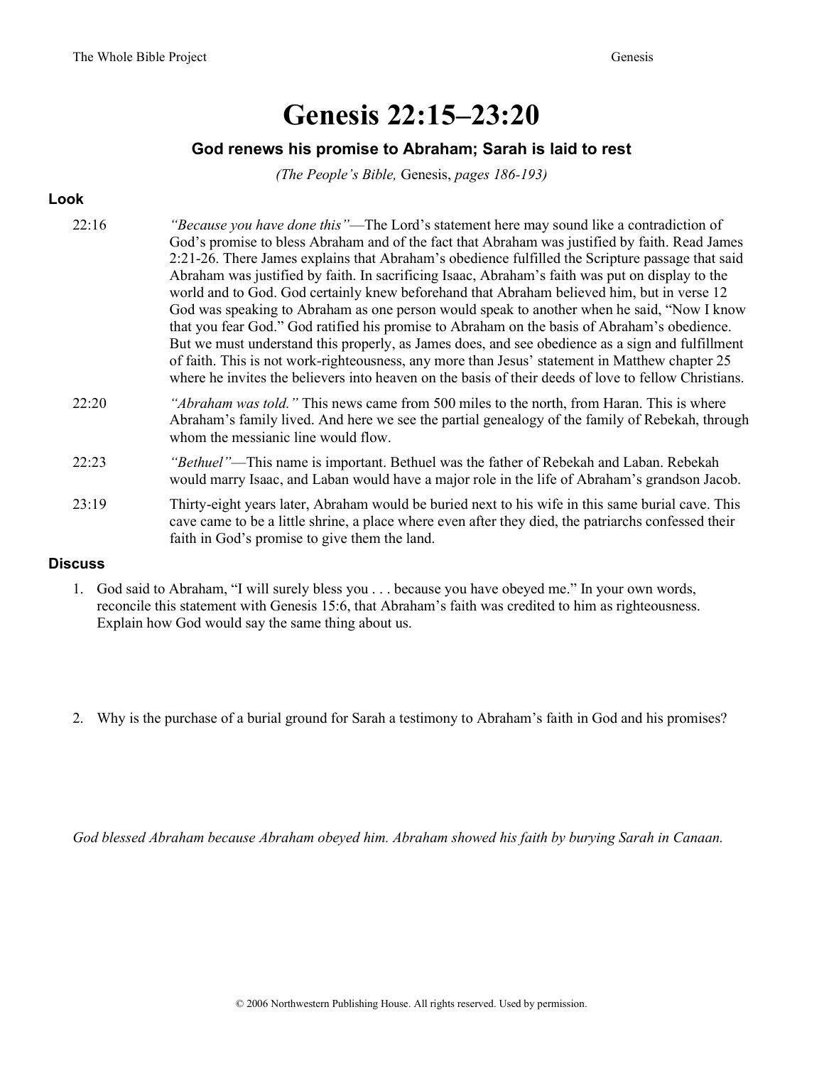# Genesis 22:15–23:20

### God renews his promise to Abraham; Sarah is laid to rest

*(The People's Bible,* Genesis, *pages 186-193)*

## Look

22:16 *"Because you have done this"*—The Lord's statement here may sound like a contradiction of God's promise to bless Abraham and of the fact that Abraham was justified by faith. Read James 2:21-26. There James explains that Abraham's obedience fulfilled the Scripture passage that said Abraham was justified by faith. In sacrificing Isaac, Abraham's faith was put on display to the world and to God. God certainly knew beforehand that Abraham believed him, but in verse 12 God was speaking to Abraham as one person would speak to another when he said, "Now I know that you fear God." God ratified his promise to Abraham on the basis of Abraham's obedience. But we must understand this properly, as James does, and see obedience as a sign and fulfillment of faith. This is not work-righteousness, any more than Jesus' statement in Matthew chapter 25 where he invites the believers into heaven on the basis of their deeds of love to fellow Christians.

22:20 *"Abraham was told."* This news came from 500 miles to the north, from Haran. This is where Abraham's family lived. And here we see the partial genealogy of the family of Rebekah, through whom the messianic line would flow.

22:23 *"Bethuel"*—This name is important. Bethuel was the father of Rebekah and Laban. Rebekah would marry Isaac, and Laban would have a major role in the life of Abraham's grandson Jacob.

23:19 Thirty-eight years later, Abraham would be buried next to his wife in this same burial cave. This cave came to be a little shrine, a place where even after they died, the patriarchs confessed their faith in God's promise to give them the land.

## Discuss

1. God said to Abraham, "I will surely bless you . . . because you have obeyed me." In your own words, reconcile this statement with Genesis 15:6, that Abraham's faith was credited to him as righteousness. Explain how God would say the same thing about us.

2. Why is the purchase of a burial ground for Sarah a testimony to Abraham's faith in God and his promises?

*God blessed Abraham because Abraham obeyed him. Abraham showed his faith by burying Sarah in Canaan.*

© 2006 Northwestern Publishing House. All rights reserved. Used by permission.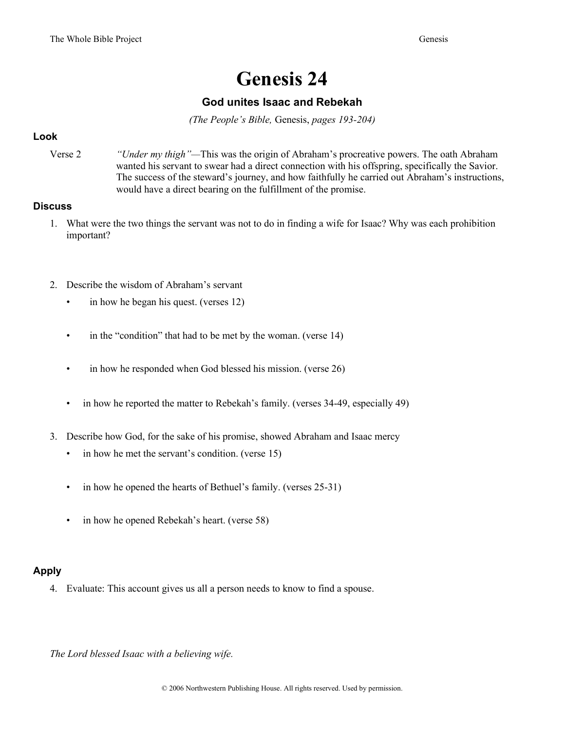# Genesis 24

### God unites Isaac and Rebekah

*(The People's Bible,* Genesis, *pages 193-204)*

## Look

Verse 2 *"Under my thigh"*—This was the origin of Abraham's procreative powers. The oath Abraham wanted his servant to swear had a direct connection with his offspring, specifically the Savior. The success of the steward's journey, and how faithfully he carried out Abraham's instructions, would have a direct bearing on the fulfillment of the promise.

## Discuss

1. What were the two things the servant was not to do in finding a wife for Isaac? Why was each prohibition important?

2. Describe the wisdom of Abraham's servant
   - in how he began his quest. (verses 12)
   - in the "condition" that had to be met by the woman. (verse 14)
   - in how he responded when God blessed his mission. (verse 26)
   - in how he reported the matter to Rebekah's family. (verses 34-49, especially 49)

3. Describe how God, for the sake of his promise, showed Abraham and Isaac mercy
   - in how he met the servant's condition. (verse 15)
   - in how he opened the hearts of Bethuel's family. (verses 25-31)
   - in how he opened Rebekah's heart. (verse 58)

## Apply

4. Evaluate: This account gives us all a person needs to know to find a spouse.

*The Lord blessed Isaac with a believing wife.*

© 2006 Northwestern Publishing House. All rights reserved. Used by permission.